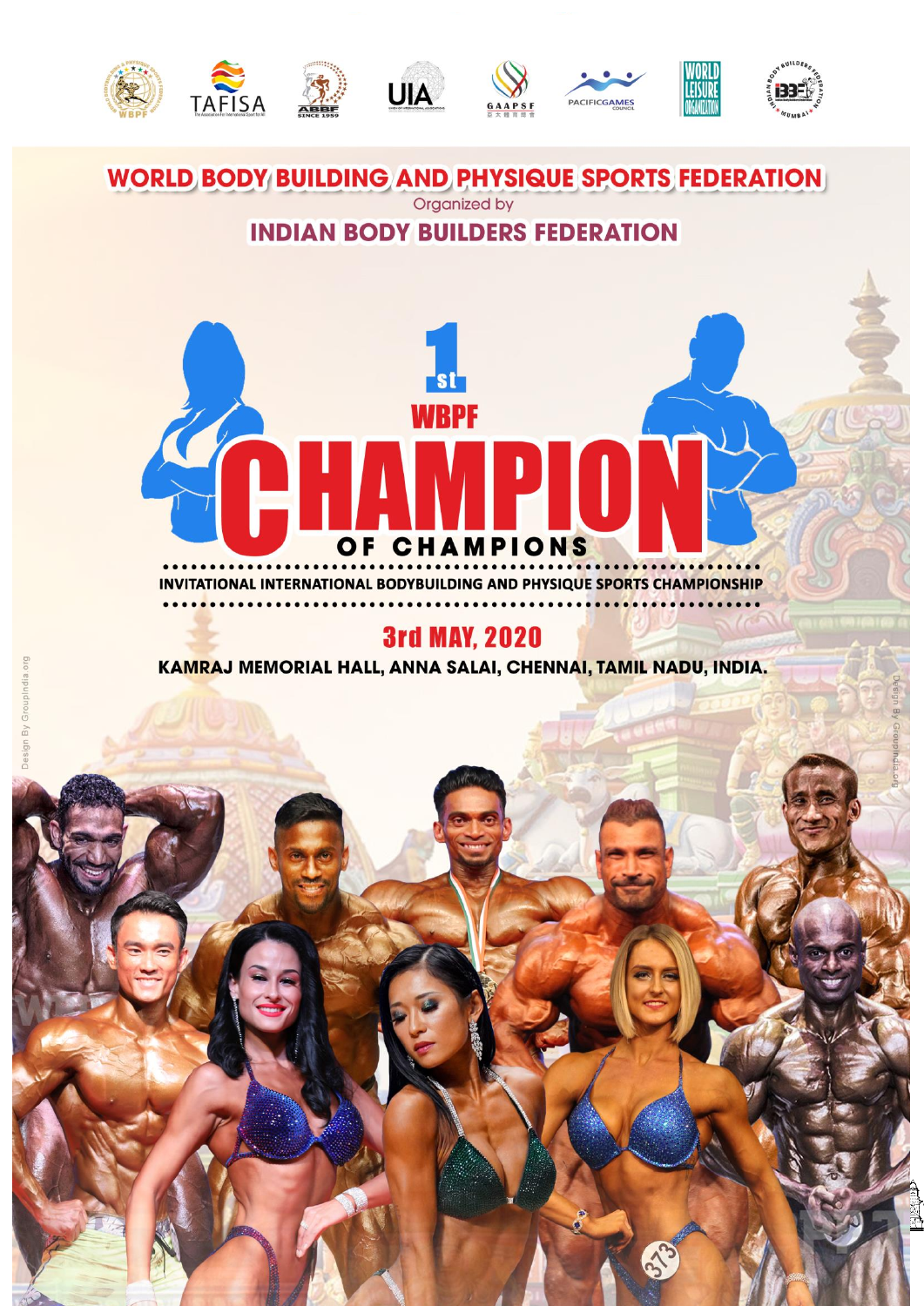# WORLD BODY BUILDING AND PHYSIQUE SPORTS FEDERATION

Organized by

## INDIAN BODY BUILDERS FEDERATION

1st

WBPF

# CHAMPION OF CHAMPIONS

INVITATIONAL INTERNATIONAL BODYBUILDING AND PHYSIQUE SPORTS CHAMPIONSHIP

**3rd MAY, 2020**

**KAMRAJ MEMORIAL HALL, ANNA SALAI, CHENNAI, TAMIL NADU, INDIA.**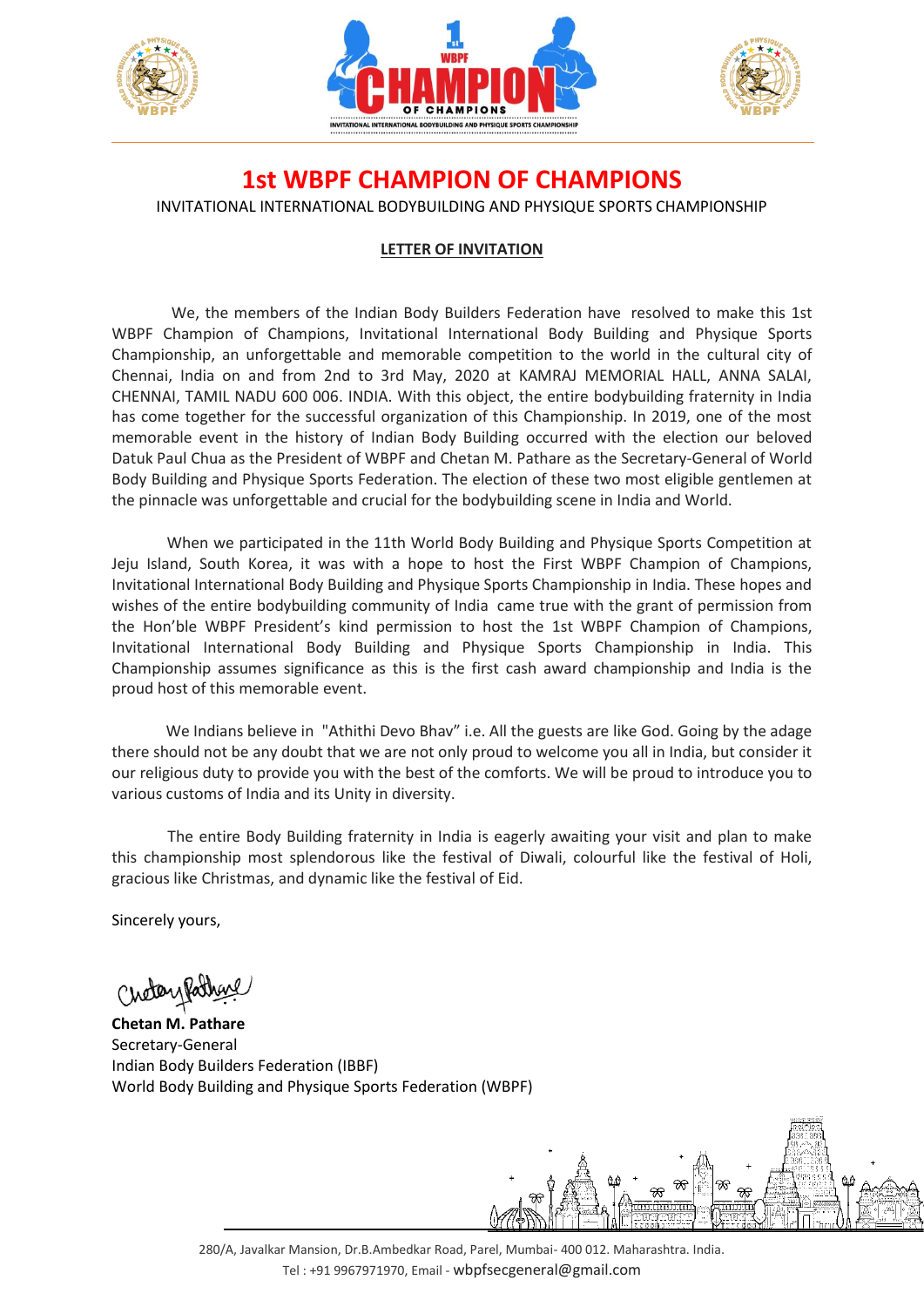# 1st WBPF CHAMPION OF CHAMPIONS

INVITATIONAL INTERNATIONAL BODYBUILDING AND PHYSIQUE SPORTS CHAMPIONSHIP

**LETTER OF INVITATION**

We, the members of the Indian Body Builders Federation have resolved to make this 1st WBPF Champion of Champions, Invitational International Body Building and Physique Sports Championship, an unforgettable and memorable competition to the world in the cultural city of Chennai, India on and from 2nd to 3rd May, 2020 at KAMRAJ MEMORIAL HALL, ANNA SALAI, CHENNAI, TAMIL NADU 600 006. INDIA. With this object, the entire bodybuilding fraternity in India has come together for the successful organization of this Championship. In 2019, one of the most memorable event in the history of Indian Body Building occurred with the election our beloved Datuk Paul Chua as the President of WBPF and Chetan M. Pathare as the Secretary-General of World Body Building and Physique Sports Federation. The election of these two most eligible gentlemen at the pinnacle was unforgettable and crucial for the bodybuilding scene in India and World.

When we participated in the 11th World Body Building and Physique Sports Competition at Jeju Island, South Korea, it was with a hope to host the First WBPF Champion of Champions, Invitational International Body Building and Physique Sports Championship in India. These hopes and wishes of the entire bodybuilding community of India came true with the grant of permission from the Hon'ble WBPF President's kind permission to host the 1st WBPF Champion of Champions, Invitational International Body Building and Physique Sports Championship in India. This Championship assumes significance as this is the first cash award championship and India is the proud host of this memorable event.

We Indians believe in "Athithi Devo Bhav" i.e. All the guests are like God. Going by the adage there should not be any doubt that we are not only proud to welcome you all in India, but consider it our religious duty to provide you with the best of the comforts. We will be proud to introduce you to various customs of India and its Unity in diversity.

The entire Body Building fraternity in India is eagerly awaiting your visit and plan to make this championship most splendorous like the festival of Diwali, colourful like the festival of Holi, gracious like Christmas, and dynamic like the festival of Eid.

Sincerely yours,

**Chetan M. Pathare**
Secretary-General
Indian Body Builders Federation (IBBF)
World Body Building and Physique Sports Federation (WBPF)

280/A, Javalkar Mansion, Dr.B.Ambedkar Road, Parel, Mumbai- 400 012. Maharashtra. India.
Tel : +91 9967971970, Email - wbpfsecgeneral@gmail.com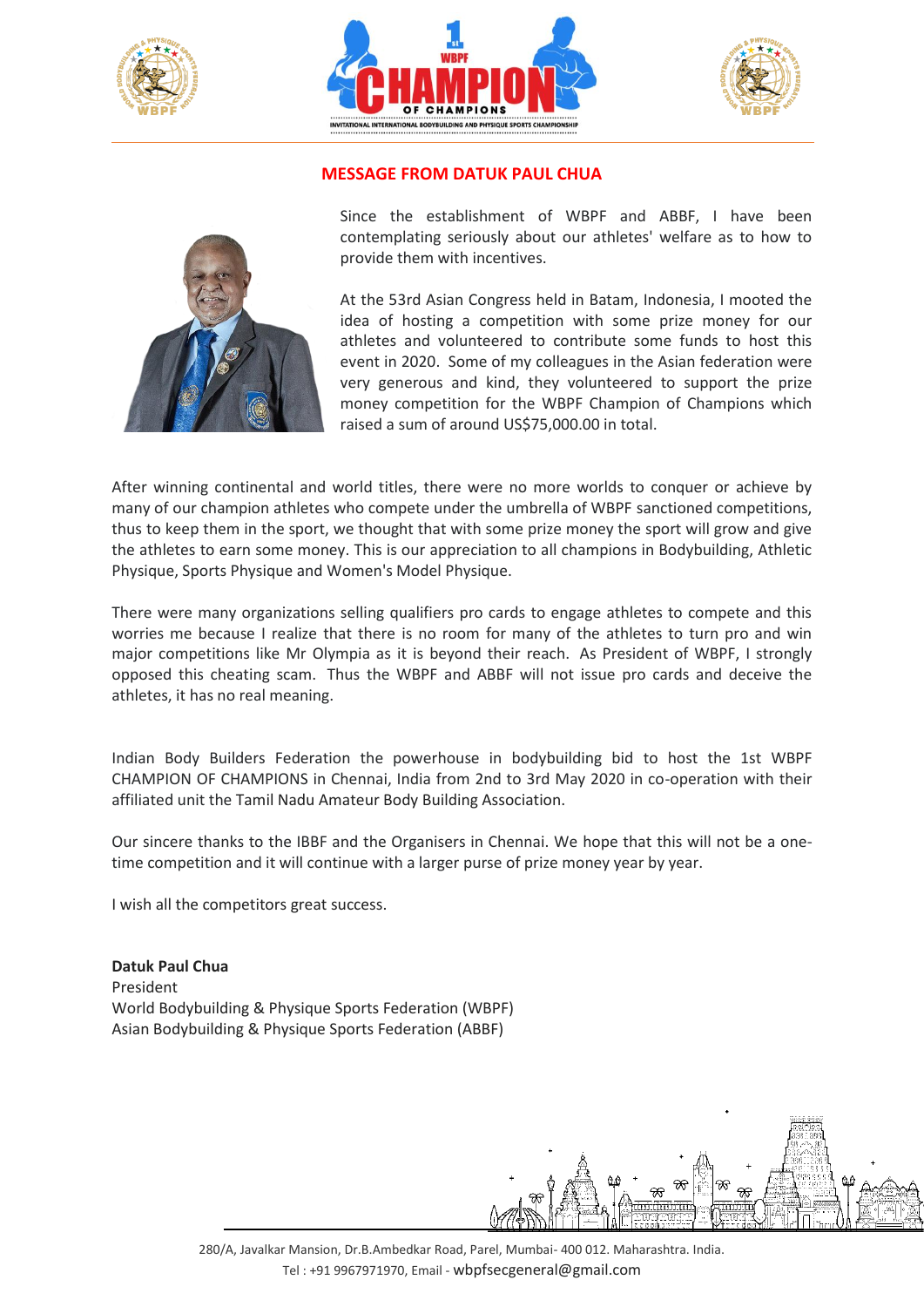## MESSAGE FROM DATUK PAUL CHUA

Since the establishment of WBPF and ABBF, I have been contemplating seriously about our athletes' welfare as to how to provide them with incentives.

At the 53rd Asian Congress held in Batam, Indonesia, I mooted the idea of hosting a competition with some prize money for our athletes and volunteered to contribute some funds to host this event in 2020. Some of my colleagues in the Asian federation were very generous and kind, they volunteered to support the prize money competition for the WBPF Champion of Champions which raised a sum of around US$75,000.00 in total.

After winning continental and world titles, there were no more worlds to conquer or achieve by many of our champion athletes who compete under the umbrella of WBPF sanctioned competitions, thus to keep them in the sport, we thought that with some prize money the sport will grow and give the athletes to earn some money. This is our appreciation to all champions in Bodybuilding, Athletic Physique, Sports Physique and Women's Model Physique.

There were many organizations selling qualifiers pro cards to engage athletes to compete and this worries me because I realize that there is no room for many of the athletes to turn pro and win major competitions like Mr Olympia as it is beyond their reach. As President of WBPF, I strongly opposed this cheating scam. Thus the WBPF and ABBF will not issue pro cards and deceive the athletes, it has no real meaning.

Indian Body Builders Federation the powerhouse in bodybuilding bid to host the 1st WBPF CHAMPION OF CHAMPIONS in Chennai, India from 2nd to 3rd May 2020 in co-operation with their affiliated unit the Tamil Nadu Amateur Body Building Association.

Our sincere thanks to the IBBF and the Organisers in Chennai. We hope that this will not be a one-time competition and it will continue with a larger purse of prize money year by year.

I wish all the competitors great success.

**Datuk Paul Chua**
President
World Bodybuilding & Physique Sports Federation (WBPF)
Asian Bodybuilding & Physique Sports Federation (ABBF)

280/A, Javalkar Mansion, Dr.B.Ambedkar Road, Parel, Mumbai- 400 012. Maharashtra. India.
Tel : +91 9967971970, Email - wbpfsecgeneral@gmail.com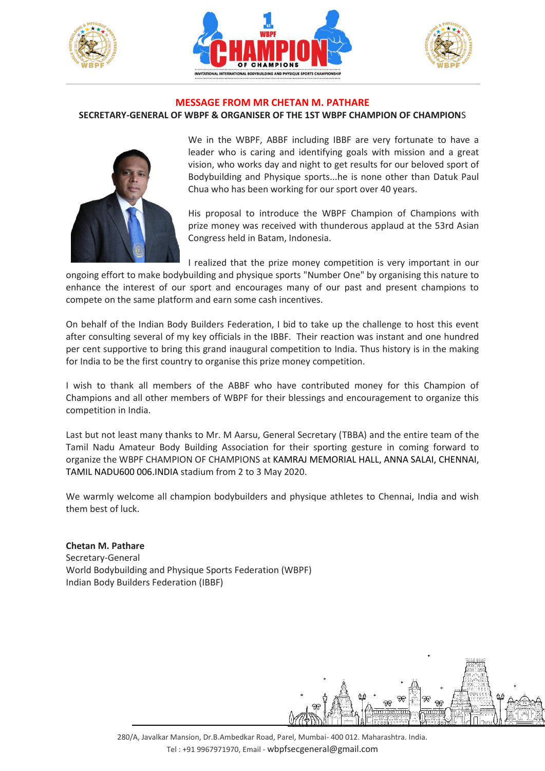## MESSAGE FROM MR CHETAN M. PATHARE

**SECRETARY-GENERAL OF WBPF & ORGANISER OF THE 1ST WBPF CHAMPION OF CHAMPIONS**

We in the WBPF, ABBF including IBBF are very fortunate to have a leader who is caring and identifying goals with mission and a great vision, who works day and night to get results for our beloved sport of Bodybuilding and Physique sports...he is none other than Datuk Paul Chua who has been working for our sport over 40 years.

His proposal to introduce the WBPF Champion of Champions with prize money was received with thunderous applaud at the 53rd Asian Congress held in Batam, Indonesia.

I realized that the prize money competition is very important in our ongoing effort to make bodybuilding and physique sports "Number One" by organising this nature to enhance the interest of our sport and encourages many of our past and present champions to compete on the same platform and earn some cash incentives.

On behalf of the Indian Body Builders Federation, I bid to take up the challenge to host this event after consulting several of my key officials in the IBBF. Their reaction was instant and one hundred per cent supportive to bring this grand inaugural competition to India. Thus history is in the making for India to be the first country to organise this prize money competition.

I wish to thank all members of the ABBF who have contributed money for this Champion of Champions and all other members of WBPF for their blessings and encouragement to organize this competition in India.

Last but not least many thanks to Mr. M Aarsu, General Secretary (TBBA) and the entire team of the Tamil Nadu Amateur Body Building Association for their sporting gesture in coming forward to organize the WBPF CHAMPION OF CHAMPIONS at KAMRAJ MEMORIAL HALL, ANNA SALAI, CHENNAI, TAMIL NADU600 006.INDIA stadium from 2 to 3 May 2020.

We warmly welcome all champion bodybuilders and physique athletes to Chennai, India and wish them best of luck.

**Chetan M. Pathare**
Secretary-General
World Bodybuilding and Physique Sports Federation (WBPF)
Indian Body Builders Federation (IBBF)

280/A, Javalkar Mansion, Dr.B.Ambedkar Road, Parel, Mumbai- 400 012. Maharashtra. India.
Tel : +91 9967971970, Email - wbpfsecgeneral@gmail.com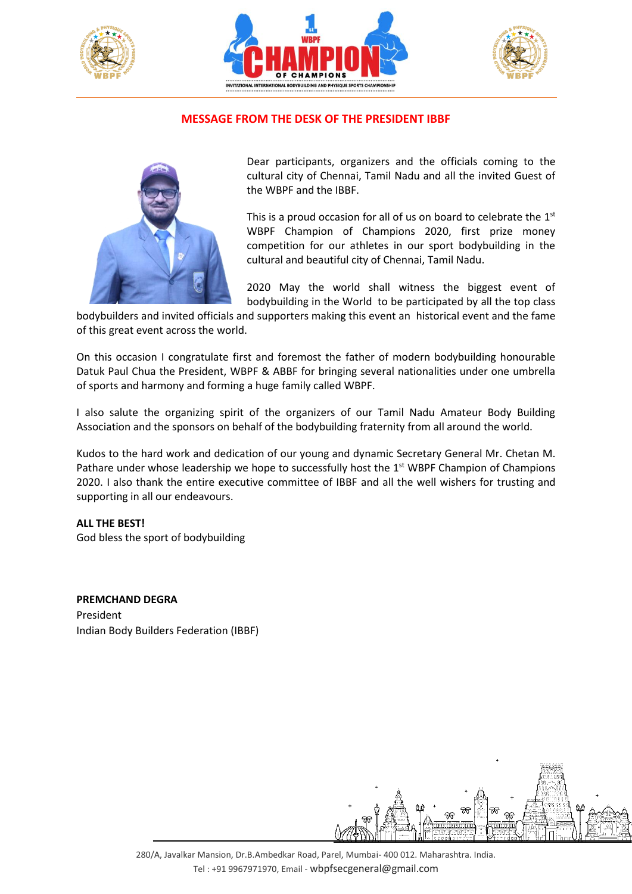## MESSAGE FROM THE DESK OF THE PRESIDENT IBBF

Dear participants, organizers and the officials coming to the cultural city of Chennai, Tamil Nadu and all the invited Guest of the WBPF and the IBBF.

This is a proud occasion for all of us on board to celebrate the 1st WBPF Champion of Champions 2020, first prize money competition for our athletes in our sport bodybuilding in the cultural and beautiful city of Chennai, Tamil Nadu.

2020 May the world shall witness the biggest event of bodybuilding in the World to be participated by all the top class bodybuilders and invited officials and supporters making this event an historical event and the fame of this great event across the world.

On this occasion I congratulate first and foremost the father of modern bodybuilding honourable Datuk Paul Chua the President, WBPF & ABBF for bringing several nationalities under one umbrella of sports and harmony and forming a huge family called WBPF.

I also salute the organizing spirit of the organizers of our Tamil Nadu Amateur Body Building Association and the sponsors on behalf of the bodybuilding fraternity from all around the world.

Kudos to the hard work and dedication of our young and dynamic Secretary General Mr. Chetan M. Pathare under whose leadership we hope to successfully host the 1st WBPF Champion of Champions 2020. I also thank the entire executive committee of IBBF and all the well wishers for trusting and supporting in all our endeavours.

**ALL THE BEST!**
God bless the sport of bodybuilding

**PREMCHAND DEGRA**
President
Indian Body Builders Federation (IBBF)

280/A, Javalkar Mansion, Dr.B.Ambedkar Road, Parel, Mumbai- 400 012. Maharashtra. India.
Tel : +91 9967971970, Email - wbpfsecgeneral@gmail.com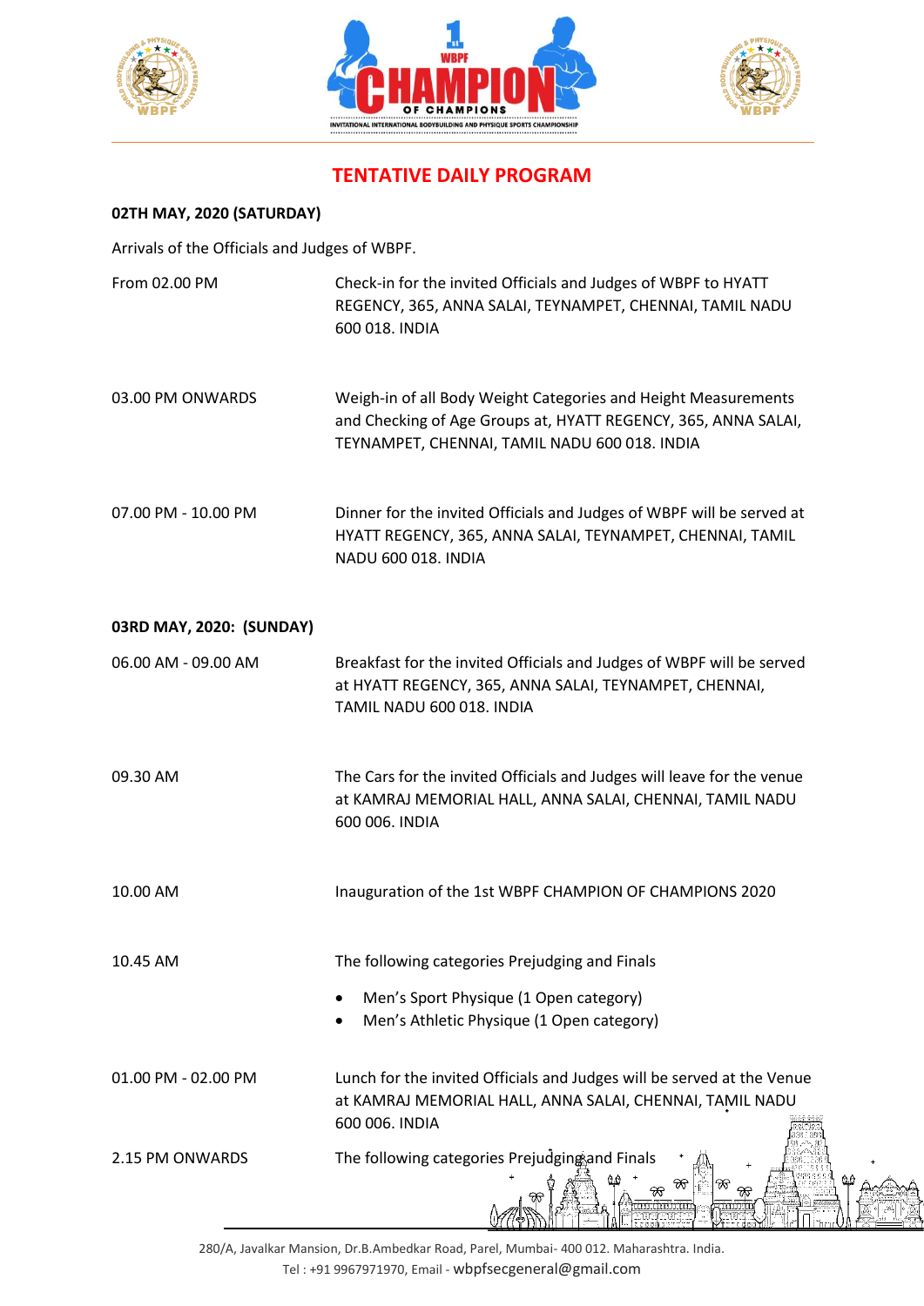## TENTATIVE DAILY PROGRAM

**02TH MAY, 2020 (SATURDAY)**

Arrivals of the Officials and Judges of WBPF.

| | |
|---|---|
| From 02.00 PM | Check-in for the invited Officials and Judges of WBPF to HYATT REGENCY, 365, ANNA SALAI, TEYNAMPET, CHENNAI, TAMIL NADU 600 018. INDIA |
| 03.00 PM ONWARDS | Weigh-in of all Body Weight Categories and Height Measurements and Checking of Age Groups at, HYATT REGENCY, 365, ANNA SALAI, TEYNAMPET, CHENNAI, TAMIL NADU 600 018. INDIA |
| 07.00 PM - 10.00 PM | Dinner for the invited Officials and Judges of WBPF will be served at HYATT REGENCY, 365, ANNA SALAI, TEYNAMPET, CHENNAI, TAMIL NADU 600 018. INDIA |

**03RD MAY, 2020: (SUNDAY)**

| | |
|---|---|
| 06.00 AM - 09.00 AM | Breakfast for the invited Officials and Judges of WBPF will be served at HYATT REGENCY, 365, ANNA SALAI, TEYNAMPET, CHENNAI, TAMIL NADU 600 018. INDIA |
| 09.30 AM | The Cars for the invited Officials and Judges will leave for the venue at KAMRAJ MEMORIAL HALL, ANNA SALAI, CHENNAI, TAMIL NADU 600 006. INDIA |
| 10.00 AM | Inauguration of the 1st WBPF CHAMPION OF CHAMPIONS 2020 |
| 10.45 AM | The following categories Prejudging and Finals<br>• Men's Sport Physique (1 Open category)<br>• Men's Athletic Physique (1 Open category) |
| 01.00 PM - 02.00 PM | Lunch for the invited Officials and Judges will be served at the Venue at KAMRAJ MEMORIAL HALL, ANNA SALAI, CHENNAI, TAMIL NADU 600 006. INDIA |
| 2.15 PM ONWARDS | The following categories Prejudging and Finals |

280/A, Javalkar Mansion, Dr.B.Ambedkar Road, Parel, Mumbai- 400 012. Maharashtra. India.
Tel : +91 9967971970, Email - wbpfsecgeneral@gmail.com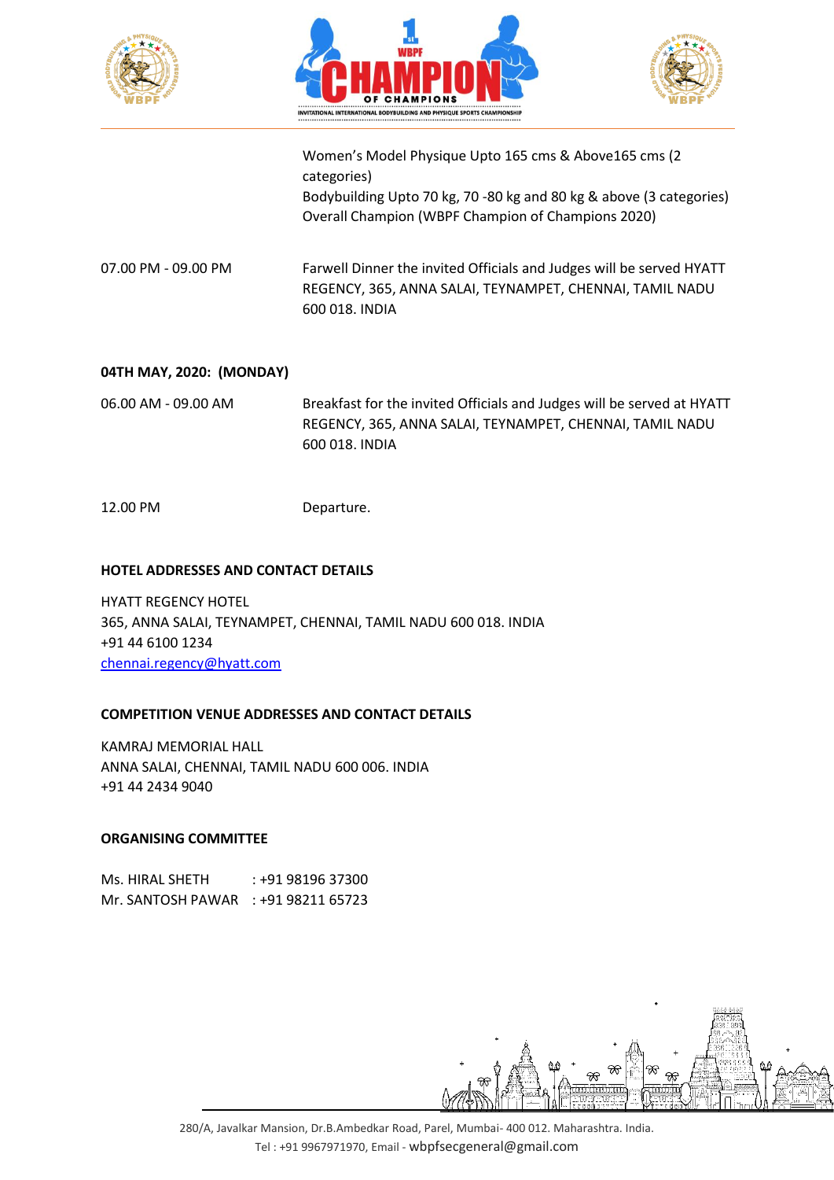| | |
|---|---|
| | Women's Model Physique Upto 165 cms & Above165 cms (2 categories)<br>Bodybuilding Upto 70 kg, 70 -80 kg and 80 kg & above (3 categories)<br>Overall Champion (WBPF Champion of Champions 2020) |
| 07.00 PM - 09.00 PM | Farwell Dinner the invited Officials and Judges will be served HYATT REGENCY, 365, ANNA SALAI, TEYNAMPET, CHENNAI, TAMIL NADU 600 018. INDIA |

**04TH MAY, 2020: (MONDAY)**

| | |
|---|---|
| 06.00 AM - 09.00 AM | Breakfast for the invited Officials and Judges will be served at HYATT REGENCY, 365, ANNA SALAI, TEYNAMPET, CHENNAI, TAMIL NADU 600 018. INDIA |
| 12.00 PM | Departure. |

**HOTEL ADDRESSES AND CONTACT DETAILS**

HYATT REGENCY HOTEL
365, ANNA SALAI, TEYNAMPET, CHENNAI, TAMIL NADU 600 018. INDIA
+91 44 6100 1234
chennai.regency@hyatt.com

**COMPETITION VENUE ADDRESSES AND CONTACT DETAILS**

KAMRAJ MEMORIAL HALL
ANNA SALAI, CHENNAI, TAMIL NADU 600 006. INDIA
+91 44 2434 9040

**ORGANISING COMMITTEE**

Ms. HIRAL SHETH : +91 98196 37300
Mr. SANTOSH PAWAR : +91 98211 65723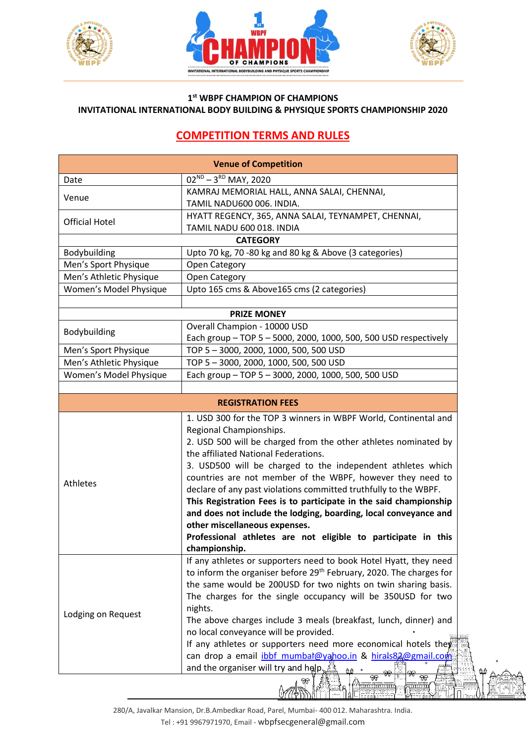**1st WBPF CHAMPION OF CHAMPIONS**
**INVITATIONAL INTERNATIONAL BODY BUILDING & PHYSIQUE SPORTS CHAMPIONSHIP 2020**

## COMPETITION TERMS AND RULES

| **Venue of Competition** | |
|---|---|
| Date | 02ND – 3RD MAY, 2020 |
| Venue | KAMRAJ MEMORIAL HALL, ANNA SALAI, CHENNAI, TAMIL NADU600 006. INDIA. |
| Official Hotel | HYATT REGENCY, 365, ANNA SALAI, TEYNAMPET, CHENNAI, TAMIL NADU 600 018. INDIA |
| **CATEGORY** | |
| Bodybuilding | Upto 70 kg, 70 -80 kg and 80 kg & Above (3 categories) |
| Men's Sport Physique | Open Category |
| Men's Athletic Physique | Open Category |
| Women's Model Physique | Upto 165 cms & Above165 cms (2 categories) |
| | |
| **PRIZE MONEY** | |
| Bodybuilding | Overall Champion - 10000 USD<br>Each group – TOP 5 – 5000, 2000, 1000, 500, 500 USD respectively |
| Men's Sport Physique | TOP 5 – 3000, 2000, 1000, 500, 500 USD |
| Men's Athletic Physique | TOP 5 – 3000, 2000, 1000, 500, 500 USD |
| Women's Model Physique | Each group – TOP 5 – 3000, 2000, 1000, 500, 500 USD |
| | |
| **REGISTRATION FEES** | |
| Athletes | 1. USD 300 for the TOP 3 winners in WBPF World, Continental and Regional Championships.<br>2. USD 500 will be charged from the other athletes nominated by the affiliated National Federations.<br>3. USD500 will be charged to the independent athletes which countries are not member of the WBPF, however they need to declare of any past violations committed truthfully to the WBPF.<br>**This Registration Fees is to participate in the said championship and does not include the lodging, boarding, local conveyance and other miscellaneous expenses.**<br>**Professional athletes are not eligible to participate in this championship.** |
| Lodging on Request | If any athletes or supporters need to book Hotel Hyatt, they need to inform the organiser before 29th February, 2020. The charges for the same would be 200USD for two nights on twin sharing basis. The charges for the single occupancy will be 350USD for two nights.<br>The above charges include 3 meals (breakfast, lunch, dinner) and no local conveyance will be provided.<br>If any athletes or supporters need more economical hotels they can drop a email ibbf_mumbai@yahoo.in & hirals82@gmail.com and the organiser will try and help. |

280/A, Javalkar Mansion, Dr.B.Ambedkar Road, Parel, Mumbai- 400 012. Maharashtra. India.
Tel : +91 9967971970, Email - wbpfsecgeneral@gmail.com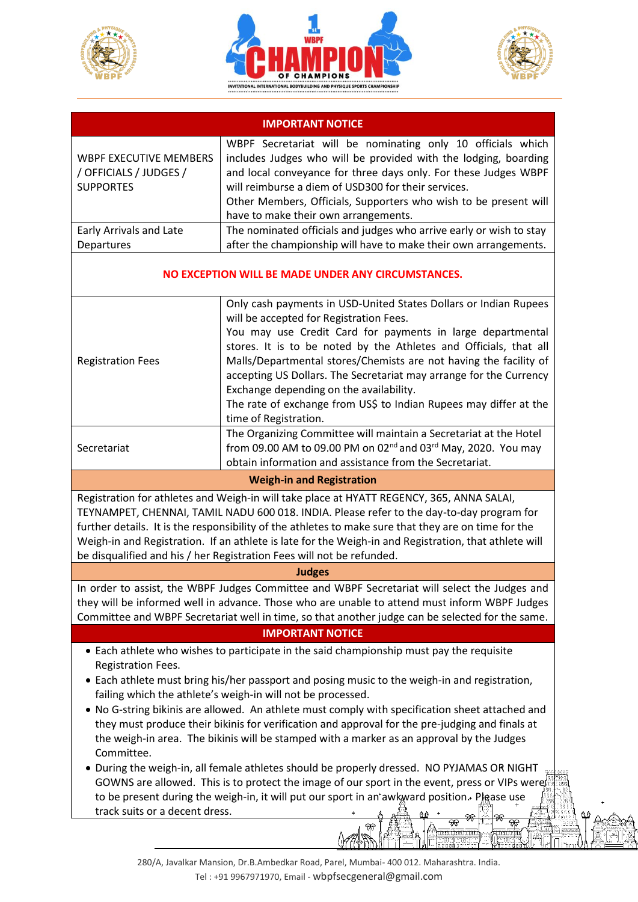| IMPORTANT NOTICE | |
|---|---|
| WBPF EXECUTIVE MEMBERS / OFFICIALS / JUDGES / SUPPORTES | WBPF Secretariat will be nominating only 10 officials which includes Judges who will be provided with the lodging, boarding and local conveyance for three days only. For these Judges WBPF will reimburse a diem of USD300 for their services.<br>Other Members, Officials, Supporters who wish to be present will have to make their own arrangements. |
| Early Arrivals and Late Departures | The nominated officials and judges who arrive early or wish to stay after the championship will have to make their own arrangements. |

**NO EXCEPTION WILL BE MADE UNDER ANY CIRCUMSTANCES.**

| | |
|---|---|
| Registration Fees | Only cash payments in USD-United States Dollars or Indian Rupees will be accepted for Registration Fees.<br>You may use Credit Card for payments in large departmental stores. It is to be noted by the Athletes and Officials, that all Malls/Departmental stores/Chemists are not having the facility of accepting US Dollars. The Secretariat may arrange for the Currency Exchange depending on the availability.<br>The rate of exchange from US$ to Indian Rupees may differ at the time of Registration. |
| Secretariat | The Organizing Committee will maintain a Secretariat at the Hotel from 09.00 AM to 09.00 PM on 02nd and 03rd May, 2020. You may obtain information and assistance from the Secretariat. |

## Weigh-in and Registration

Registration for athletes and Weigh-in will take place at HYATT REGENCY, 365, ANNA SALAI, TEYNAMPET, CHENNAI, TAMIL NADU 600 018. INDIA. Please refer to the day-to-day program for further details. It is the responsibility of the athletes to make sure that they are on time for the Weigh-in and Registration. If an athlete is late for the Weigh-in and Registration, that athlete will be disqualified and his / her Registration Fees will not be refunded.

## Judges

In order to assist, the WBPF Judges Committee and WBPF Secretariat will select the Judges and they will be informed well in advance. Those who are unable to attend must inform WBPF Judges Committee and WBPF Secretariat well in time, so that another judge can be selected for the same.

## IMPORTANT NOTICE

- Each athlete who wishes to participate in the said championship must pay the requisite Registration Fees.
- Each athlete must bring his/her passport and posing music to the weigh-in and registration, failing which the athlete's weigh-in will not be processed.
- No G-string bikinis are allowed. An athlete must comply with specification sheet attached and they must produce their bikinis for verification and approval for the pre-judging and finals at the weigh-in area. The bikinis will be stamped with a marker as an approval by the Judges Committee.
- During the weigh-in, all female athletes should be properly dressed. NO PYJAMAS OR NIGHT GOWNS are allowed. This is to protect the image of our sport in the event, press or VIPs were to be present during the weigh-in, it will put our sport in an awkward position. Please use track suits or a decent dress.

280/A, Javalkar Mansion, Dr.B.Ambedkar Road, Parel, Mumbai- 400 012. Maharashtra. India.
Tel : +91 9967971970, Email - wbpfsecgeneral@gmail.com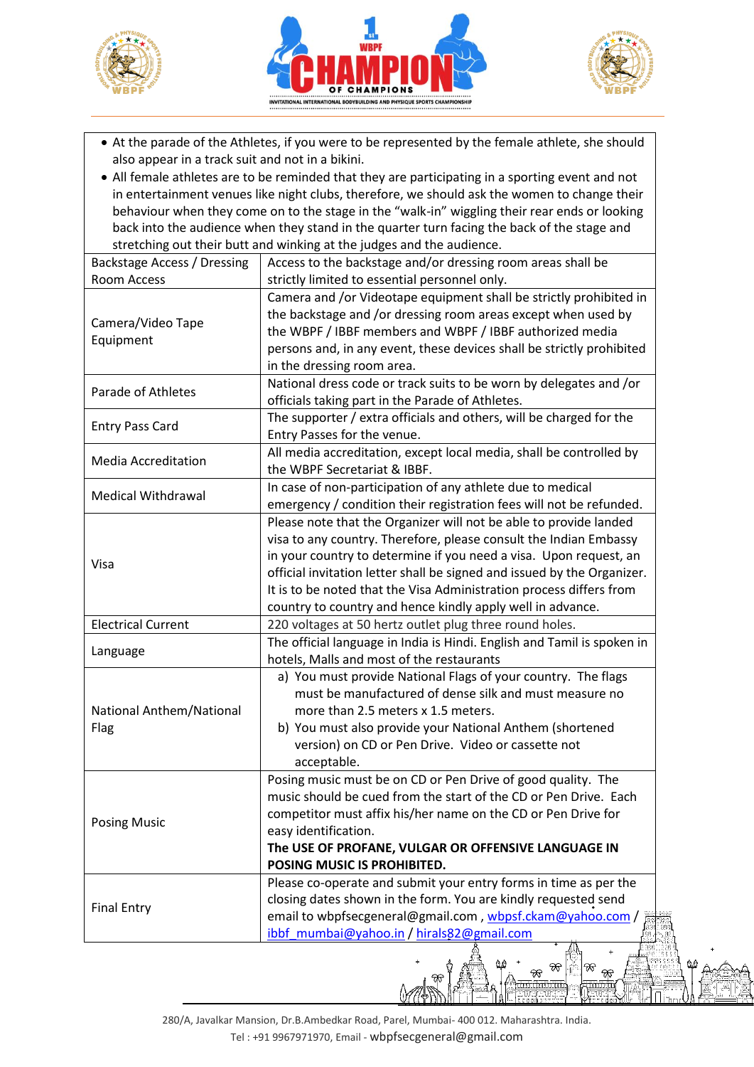| | |
|---|---|
| • At the parade of the Athletes, if you were to be represented by the female athlete, she should also appear in a track suit and not in a bikini.<br>• All female athletes are to be reminded that they are participating in a sporting event and not in entertainment venues like night clubs, therefore, we should ask the women to change their behaviour when they come on to the stage in the "walk-in" wiggling their rear ends or looking back into the audience when they stand in the quarter turn facing the back of the stage and stretching out their butt and winking at the judges and the audience. | |
| Backstage Access / Dressing Room Access | Access to the backstage and/or dressing room areas shall be strictly limited to essential personnel only. |
| Camera/Video Tape Equipment | Camera and /or Videotape equipment shall be strictly prohibited in the backstage and /or dressing room areas except when used by the WBPF / IBBF members and WBPF / IBBF authorized media persons and, in any event, these devices shall be strictly prohibited in the dressing room area. |
| Parade of Athletes | National dress code or track suits to be worn by delegates and /or officials taking part in the Parade of Athletes. |
| Entry Pass Card | The supporter / extra officials and others, will be charged for the Entry Passes for the venue. |
| Media Accreditation | All media accreditation, except local media, shall be controlled by the WBPF Secretariat & IBBF. |
| Medical Withdrawal | In case of non-participation of any athlete due to medical emergency / condition their registration fees will not be refunded. |
| Visa | Please note that the Organizer will not be able to provide landed visa to any country. Therefore, please consult the Indian Embassy in your country to determine if you need a visa. Upon request, an official invitation letter shall be signed and issued by the Organizer. It is to be noted that the Visa Administration process differs from country to country and hence kindly apply well in advance. |
| Electrical Current | 220 voltages at 50 hertz outlet plug three round holes. |
| Language | The official language in India is Hindi. English and Tamil is spoken in hotels, Malls and most of the restaurants |
| National Anthem/National Flag | a) You must provide National Flags of your country. The flags must be manufactured of dense silk and must measure no more than 2.5 meters x 1.5 meters.<br>b) You must also provide your National Anthem (shortened version) on CD or Pen Drive. Video or cassette not acceptable. |
| Posing Music | Posing music must be on CD or Pen Drive of good quality. The music should be cued from the start of the CD or Pen Drive. Each competitor must affix his/her name on the CD or Pen Drive for easy identification.<br>**The USE OF PROFANE, VULGAR OR OFFENSIVE LANGUAGE IN POSING MUSIC IS PROHIBITED.** |
| Final Entry | Please co-operate and submit your entry forms in time as per the closing dates shown in the form. You are kindly requested send email to wbpfsecgeneral@gmail.com , wbpsf.ckam@yahoo.com / ibbf_mumbai@yahoo.in / hirals82@gmail.com |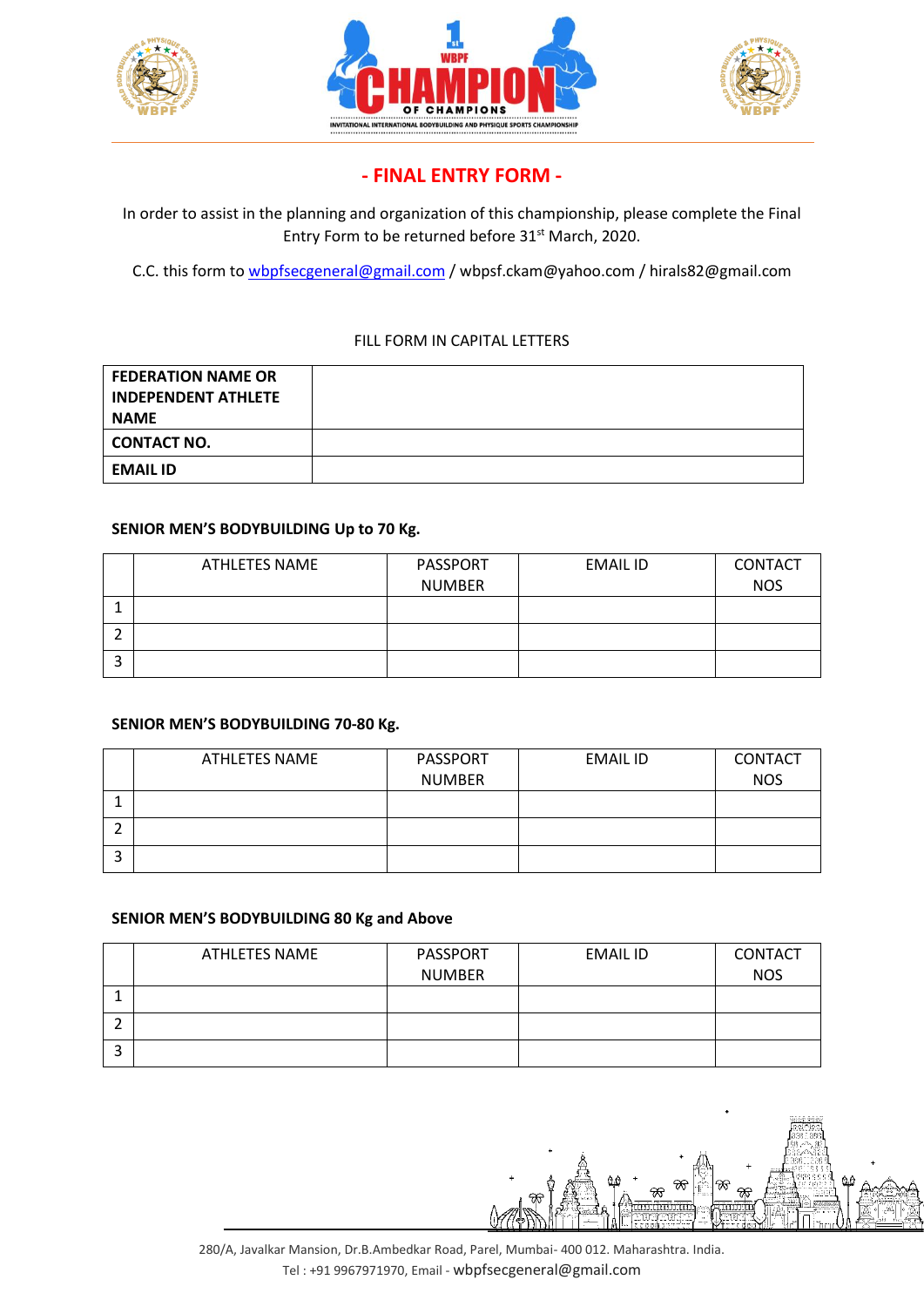## - FINAL ENTRY FORM -

In order to assist in the planning and organization of this championship, please complete the Final Entry Form to be returned before 31st March, 2020.

C.C. this form to wbpfsecgeneral@gmail.com / wbpsf.ckam@yahoo.com / hirals82@gmail.com

FILL FORM IN CAPITAL LETTERS

| | |
|---|---|
| **FEDERATION NAME OR INDEPENDENT ATHLETE NAME** | |
| **CONTACT NO.** | |
| **EMAIL ID** | |

**SENIOR MEN'S BODYBUILDING Up to 70 Kg.**

| | ATHLETES NAME | PASSPORT NUMBER | EMAIL ID | CONTACT NOS |
|---|---|---|---|---|
| 1 | | | | |
| 2 | | | | |
| 3 | | | | |

**SENIOR MEN'S BODYBUILDING 70-80 Kg.**

| | ATHLETES NAME | PASSPORT NUMBER | EMAIL ID | CONTACT NOS |
|---|---|---|---|---|
| 1 | | | | |
| 2 | | | | |
| 3 | | | | |

**SENIOR MEN'S BODYBUILDING 80 Kg and Above**

| | ATHLETES NAME | PASSPORT NUMBER | EMAIL ID | CONTACT NOS |
|---|---|---|---|---|
| 1 | | | | |
| 2 | | | | |
| 3 | | | | |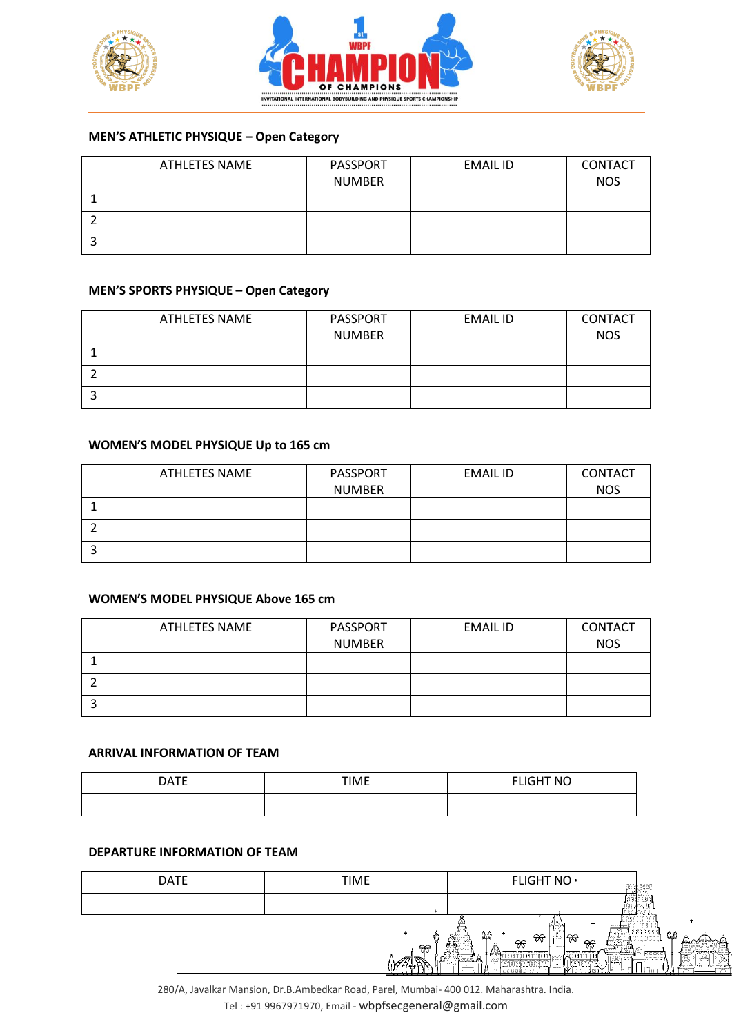### MEN'S ATHLETIC PHYSIQUE – Open Category

| | ATHLETES NAME | PASSPORT NUMBER | EMAIL ID | CONTACT NOS |
|---|---|---|---|---|
| 1 | | | | |
| 2 | | | | |
| 3 | | | | |

### MEN'S SPORTS PHYSIQUE – Open Category

| | ATHLETES NAME | PASSPORT NUMBER | EMAIL ID | CONTACT NOS |
|---|---|---|---|---|
| 1 | | | | |
| 2 | | | | |
| 3 | | | | |

### WOMEN'S MODEL PHYSIQUE Up to 165 cm

| | ATHLETES NAME | PASSPORT NUMBER | EMAIL ID | CONTACT NOS |
|---|---|---|---|---|
| 1 | | | | |
| 2 | | | | |
| 3 | | | | |

### WOMEN'S MODEL PHYSIQUE Above 165 cm

| | ATHLETES NAME | PASSPORT NUMBER | EMAIL ID | CONTACT NOS |
|---|---|---|---|---|
| 1 | | | | |
| 2 | | | | |
| 3 | | | | |

### ARRIVAL INFORMATION OF TEAM

| DATE | TIME | FLIGHT NO |
|---|---|---|
| | | |

### DEPARTURE INFORMATION OF TEAM

| DATE | TIME | FLIGHT NO |
|---|---|---|
| | | |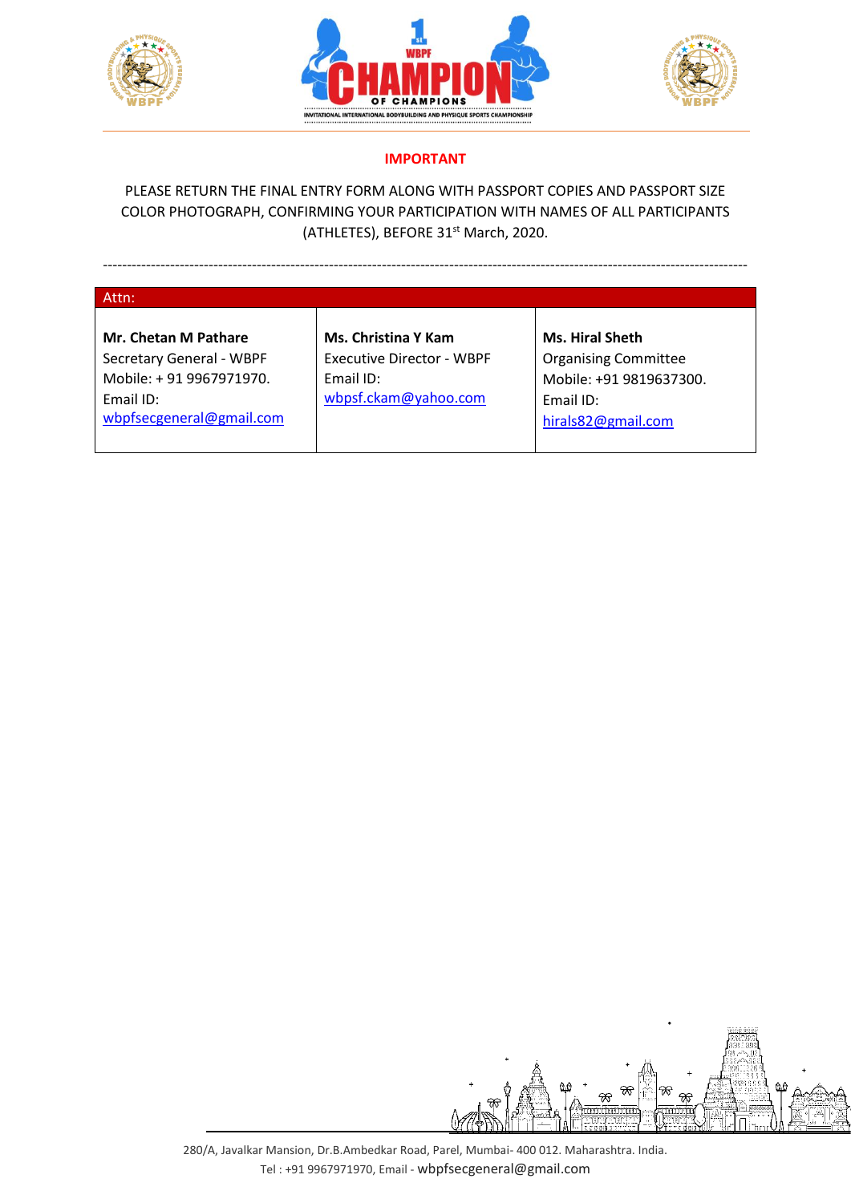**IMPORTANT**

PLEASE RETURN THE FINAL ENTRY FORM ALONG WITH PASSPORT COPIES AND PASSPORT SIZE COLOR PHOTOGRAPH, CONFIRMING YOUR PARTICIPATION WITH NAMES OF ALL PARTICIPANTS (ATHLETES), BEFORE 31st March, 2020.

---

| Attn: | | |
|---|---|---|
| **Mr. Chetan M Pathare**<br>Secretary General - WBPF<br>Mobile: + 91 9967971970.<br>Email ID:<br>wbpfsecgeneral@gmail.com | **Ms. Christina Y Kam**<br>Executive Director - WBPF<br>Email ID:<br>wbpsf.ckam@yahoo.com | **Ms. Hiral Sheth**<br>Organising Committee<br>Mobile: +91 9819637300.<br>Email ID:<br>hirals82@gmail.com |

280/A, Javalkar Mansion, Dr.B.Ambedkar Road, Parel, Mumbai- 400 012. Maharashtra. India.
Tel : +91 9967971970, Email - wbpfsecgeneral@gmail.com